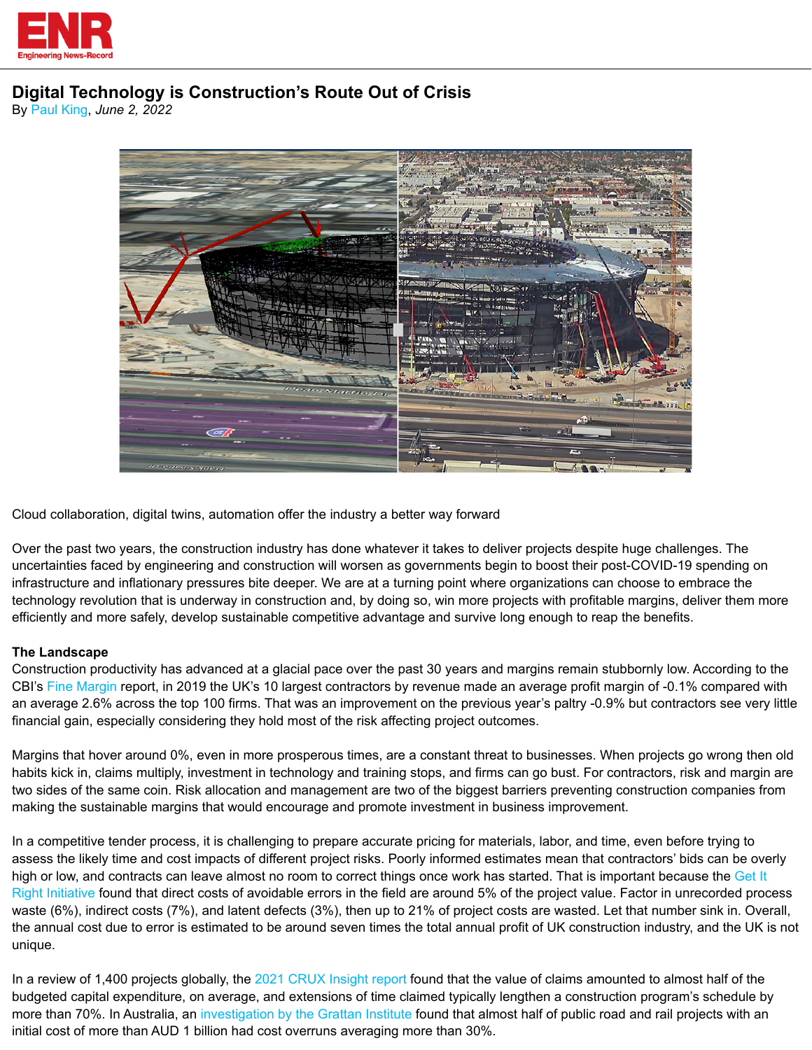# Digital Technology is Construction's Route Out of Crisis

By Paul King, *June 2, 2022*

Cloud collaboration, digital twins, automation offer the industry a better way forward

Over the past two years, the construction industry has done whatever it takes to deliver projects despite huge challenges. The uncertainties faced by engineering and construction will worsen as governments begin to boost their post-COVID-19 spending on infrastructure and inflationary pressures bite deeper. We are at a turning point where organizations can choose to embrace the technology revolution that is underway in construction and, by doing so, win more projects with profitable margins, deliver them more efficiently and more safely, develop sustainable competitive advantage and survive long enough to reap the benefits.

**The Landscape**

Construction productivity has advanced at a glacial pace over the past 30 years and margins remain stubbornly low. According to the CBI's Fine Margin report, in 2019 the UK's 10 largest contractors by revenue made an average profit margin of -0.1% compared with an average 2.6% across the top 100 firms. That was an improvement on the previous year's paltry -0.9% but contractors see very little financial gain, especially considering they hold most of the risk affecting project outcomes.

Margins that hover around 0%, even in more prosperous times, are a constant threat to businesses. When projects go wrong then old habits kick in, claims multiply, investment in technology and training stops, and firms can go bust. For contractors, risk and margin are two sides of the same coin. Risk allocation and management are two of the biggest barriers preventing construction companies from making the sustainable margins that would encourage and promote investment in business improvement.

In a competitive tender process, it is challenging to prepare accurate pricing for materials, labor, and time, even before trying to assess the likely time and cost impacts of different project risks. Poorly informed estimates mean that contractors' bids can be overly high or low, and contracts can leave almost no room to correct things once work has started. That is important because the Get It Right Initiative found that direct costs of avoidable errors in the field are around 5% of the project value. Factor in unrecorded process waste (6%), indirect costs (7%), and latent defects (3%), then up to 21% of project costs are wasted. Let that number sink in. Overall, the annual cost due to error is estimated to be around seven times the total annual profit of UK construction industry, and the UK is not unique.

In a review of 1,400 projects globally, the 2021 CRUX Insight report found that the value of claims amounted to almost half of the budgeted capital expenditure, on average, and extensions of time claimed typically lengthen a construction program's schedule by more than 70%. In Australia, an investigation by the Grattan Institute found that almost half of public road and rail projects with an initial cost of more than AUD 1 billion had cost overruns averaging more than 30%.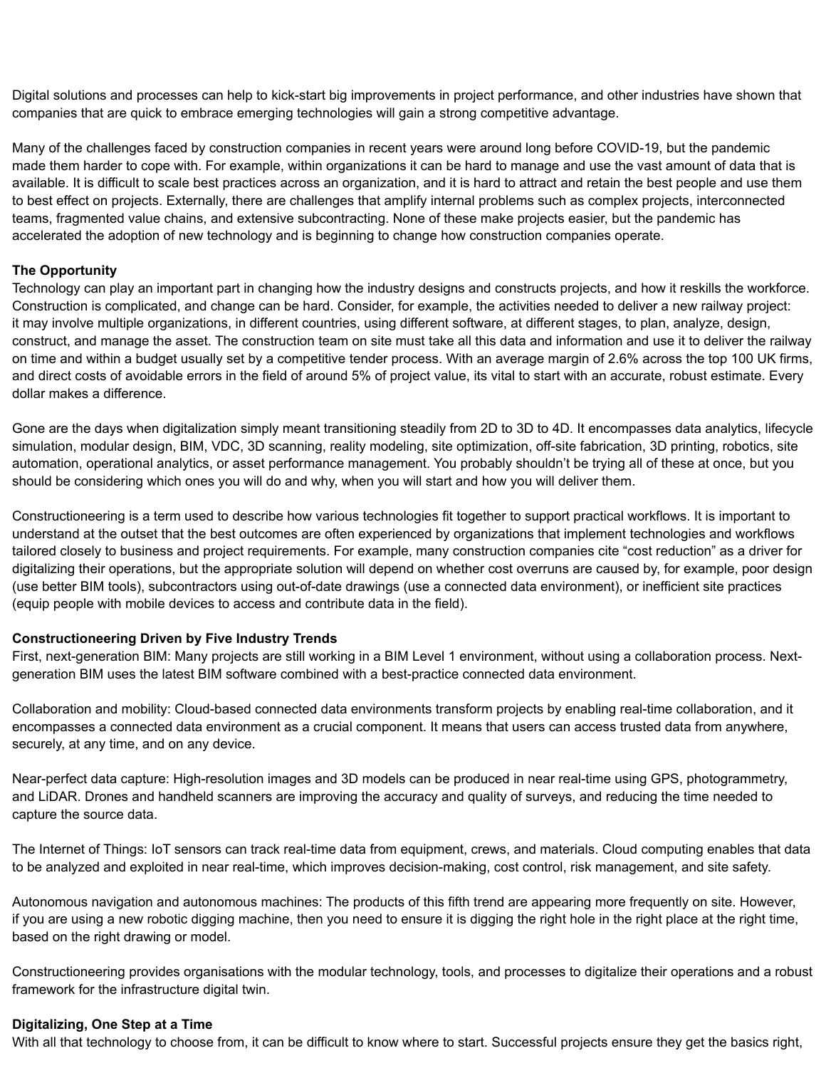Digital solutions and processes can help to kick-start big improvements in project performance, and other industries have shown that companies that are quick to embrace emerging technologies will gain a strong competitive advantage.

Many of the challenges faced by construction companies in recent years were around long before COVID-19, but the pandemic made them harder to cope with. For example, within organizations it can be hard to manage and use the vast amount of data that is available. It is difficult to scale best practices across an organization, and it is hard to attract and retain the best people and use them to best effect on projects. Externally, there are challenges that amplify internal problems such as complex projects, interconnected teams, fragmented value chains, and extensive subcontracting. None of these make projects easier, but the pandemic has accelerated the adoption of new technology and is beginning to change how construction companies operate.

**The Opportunity**

Technology can play an important part in changing how the industry designs and constructs projects, and how it reskills the workforce. Construction is complicated, and change can be hard. Consider, for example, the activities needed to deliver a new railway project: it may involve multiple organizations, in different countries, using different software, at different stages, to plan, analyze, design, construct, and manage the asset. The construction team on site must take all this data and information and use it to deliver the railway on time and within a budget usually set by a competitive tender process. With an average margin of 2.6% across the top 100 UK firms, and direct costs of avoidable errors in the field of around 5% of project value, its vital to start with an accurate, robust estimate. Every dollar makes a difference.

Gone are the days when digitalization simply meant transitioning steadily from 2D to 3D to 4D. It encompasses data analytics, lifecycle simulation, modular design, BIM, VDC, 3D scanning, reality modeling, site optimization, off-site fabrication, 3D printing, robotics, site automation, operational analytics, or asset performance management. You probably shouldn't be trying all of these at once, but you should be considering which ones you will do and why, when you will start and how you will deliver them.

Constructioneering is a term used to describe how various technologies fit together to support practical workflows. It is important to understand at the outset that the best outcomes are often experienced by organizations that implement technologies and workflows tailored closely to business and project requirements. For example, many construction companies cite "cost reduction" as a driver for digitalizing their operations, but the appropriate solution will depend on whether cost overruns are caused by, for example, poor design (use better BIM tools), subcontractors using out-of-date drawings (use a connected data environment), or inefficient site practices (equip people with mobile devices to access and contribute data in the field).

**Constructioneering Driven by Five Industry Trends**

First, next-generation BIM: Many projects are still working in a BIM Level 1 environment, without using a collaboration process. Next-generation BIM uses the latest BIM software combined with a best-practice connected data environment.

Collaboration and mobility: Cloud-based connected data environments transform projects by enabling real-time collaboration, and it encompasses a connected data environment as a crucial component. It means that users can access trusted data from anywhere, securely, at any time, and on any device.

Near-perfect data capture: High-resolution images and 3D models can be produced in near real-time using GPS, photogrammetry, and LiDAR. Drones and handheld scanners are improving the accuracy and quality of surveys, and reducing the time needed to capture the source data.

The Internet of Things: IoT sensors can track real-time data from equipment, crews, and materials. Cloud computing enables that data to be analyzed and exploited in near real-time, which improves decision-making, cost control, risk management, and site safety.

Autonomous navigation and autonomous machines: The products of this fifth trend are appearing more frequently on site. However, if you are using a new robotic digging machine, then you need to ensure it is digging the right hole in the right place at the right time, based on the right drawing or model.

Constructioneering provides organisations with the modular technology, tools, and processes to digitalize their operations and a robust framework for the infrastructure digital twin.

**Digitalizing, One Step at a Time**

With all that technology to choose from, it can be difficult to know where to start. Successful projects ensure they get the basics right,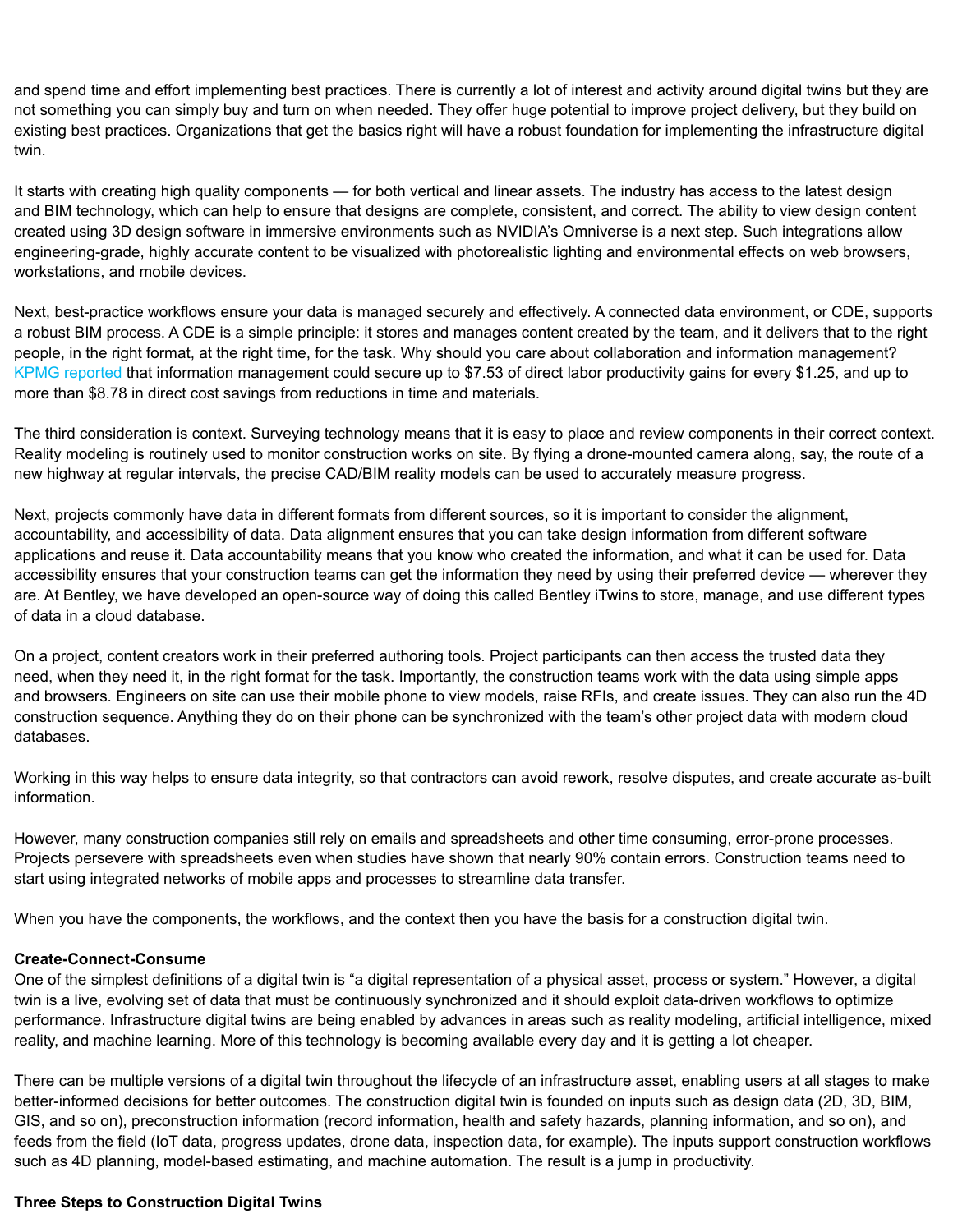and spend time and effort implementing best practices. There is currently a lot of interest and activity around digital twins but they are not something you can simply buy and turn on when needed. They offer huge potential to improve project delivery, but they build on existing best practices. Organizations that get the basics right will have a robust foundation for implementing the infrastructure digital twin.

It starts with creating high quality components — for both vertical and linear assets. The industry has access to the latest design and BIM technology, which can help to ensure that designs are complete, consistent, and correct. The ability to view design content created using 3D design software in immersive environments such as NVIDIA's Omniverse is a next step. Such integrations allow engineering-grade, highly accurate content to be visualized with photorealistic lighting and environmental effects on web browsers, workstations, and mobile devices.

Next, best-practice workflows ensure your data is managed securely and effectively. A connected data environment, or CDE, supports a robust BIM process. A CDE is a simple principle: it stores and manages content created by the team, and it delivers that to the right people, in the right format, at the right time, for the task. Why should you care about collaboration and information management? KPMG reported that information management could secure up to $7.53 of direct labor productivity gains for every $1.25, and up to more than $8.78 in direct cost savings from reductions in time and materials.

The third consideration is context. Surveying technology means that it is easy to place and review components in their correct context. Reality modeling is routinely used to monitor construction works on site. By flying a drone-mounted camera along, say, the route of a new highway at regular intervals, the precise CAD/BIM reality models can be used to accurately measure progress.

Next, projects commonly have data in different formats from different sources, so it is important to consider the alignment, accountability, and accessibility of data. Data alignment ensures that you can take design information from different software applications and reuse it. Data accountability means that you know who created the information, and what it can be used for. Data accessibility ensures that your construction teams can get the information they need by using their preferred device — wherever they are. At Bentley, we have developed an open-source way of doing this called Bentley iTwins to store, manage, and use different types of data in a cloud database.

On a project, content creators work in their preferred authoring tools. Project participants can then access the trusted data they need, when they need it, in the right format for the task. Importantly, the construction teams work with the data using simple apps and browsers. Engineers on site can use their mobile phone to view models, raise RFIs, and create issues. They can also run the 4D construction sequence. Anything they do on their phone can be synchronized with the team's other project data with modern cloud databases.

Working in this way helps to ensure data integrity, so that contractors can avoid rework, resolve disputes, and create accurate as-built information.

However, many construction companies still rely on emails and spreadsheets and other time consuming, error-prone processes. Projects persevere with spreadsheets even when studies have shown that nearly 90% contain errors. Construction teams need to start using integrated networks of mobile apps and processes to streamline data transfer.

When you have the components, the workflows, and the context then you have the basis for a construction digital twin.

**Create-Connect-Consume**

One of the simplest definitions of a digital twin is "a digital representation of a physical asset, process or system." However, a digital twin is a live, evolving set of data that must be continuously synchronized and it should exploit data-driven workflows to optimize performance. Infrastructure digital twins are being enabled by advances in areas such as reality modeling, artificial intelligence, mixed reality, and machine learning. More of this technology is becoming available every day and it is getting a lot cheaper.

There can be multiple versions of a digital twin throughout the lifecycle of an infrastructure asset, enabling users at all stages to make better-informed decisions for better outcomes. The construction digital twin is founded on inputs such as design data (2D, 3D, BIM, GIS, and so on), preconstruction information (record information, health and safety hazards, planning information, and so on), and feeds from the field (IoT data, progress updates, drone data, inspection data, for example). The inputs support construction workflows such as 4D planning, model-based estimating, and machine automation. The result is a jump in productivity.

**Three Steps to Construction Digital Twins**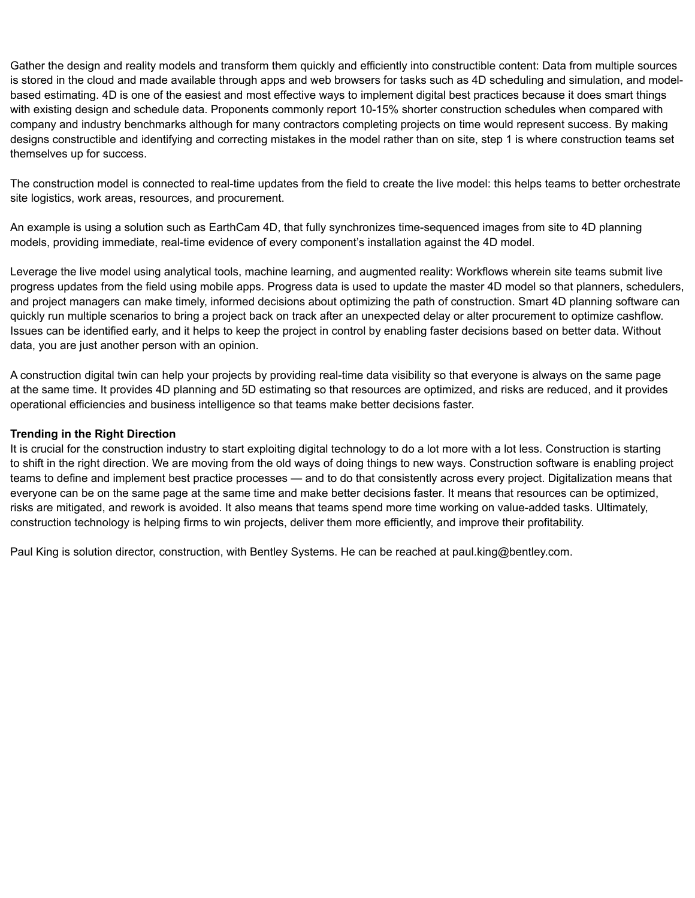Gather the design and reality models and transform them quickly and efficiently into constructible content: Data from multiple sources is stored in the cloud and made available through apps and web browsers for tasks such as 4D scheduling and simulation, and model-based estimating. 4D is one of the easiest and most effective ways to implement digital best practices because it does smart things with existing design and schedule data. Proponents commonly report 10-15% shorter construction schedules when compared with company and industry benchmarks although for many contractors completing projects on time would represent success. By making designs constructible and identifying and correcting mistakes in the model rather than on site, step 1 is where construction teams set themselves up for success.

The construction model is connected to real-time updates from the field to create the live model: this helps teams to better orchestrate site logistics, work areas, resources, and procurement.

An example is using a solution such as EarthCam 4D, that fully synchronizes time-sequenced images from site to 4D planning models, providing immediate, real-time evidence of every component's installation against the 4D model.

Leverage the live model using analytical tools, machine learning, and augmented reality: Workflows wherein site teams submit live progress updates from the field using mobile apps. Progress data is used to update the master 4D model so that planners, schedulers, and project managers can make timely, informed decisions about optimizing the path of construction. Smart 4D planning software can quickly run multiple scenarios to bring a project back on track after an unexpected delay or alter procurement to optimize cashflow. Issues can be identified early, and it helps to keep the project in control by enabling faster decisions based on better data. Without data, you are just another person with an opinion.

A construction digital twin can help your projects by providing real-time data visibility so that everyone is always on the same page at the same time. It provides 4D planning and 5D estimating so that resources are optimized, and risks are reduced, and it provides operational efficiencies and business intelligence so that teams make better decisions faster.

**Trending in the Right Direction**

It is crucial for the construction industry to start exploiting digital technology to do a lot more with a lot less. Construction is starting to shift in the right direction. We are moving from the old ways of doing things to new ways. Construction software is enabling project teams to define and implement best practice processes — and to do that consistently across every project. Digitalization means that everyone can be on the same page at the same time and make better decisions faster. It means that resources can be optimized, risks are mitigated, and rework is avoided. It also means that teams spend more time working on value-added tasks. Ultimately, construction technology is helping firms to win projects, deliver them more efficiently, and improve their profitability.

Paul King is solution director, construction, with Bentley Systems. He can be reached at paul.king@bentley.com.